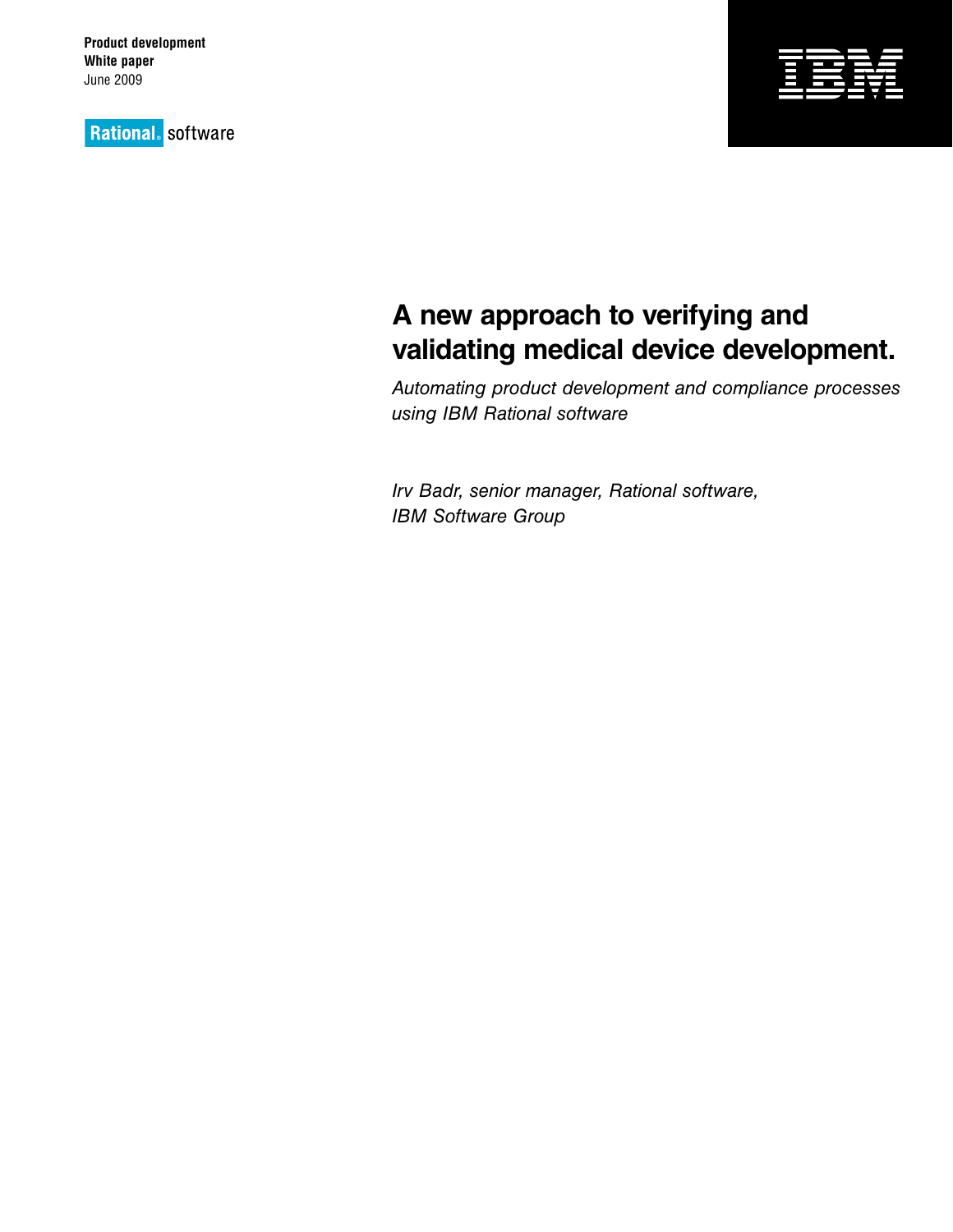**Product development**
**White paper**
June 2009

Rational software

# A new approach to verifying and validating medical device development.

*Automating product development and compliance processes using IBM Rational software*

*Irv Badr, senior manager, Rational software, IBM Software Group*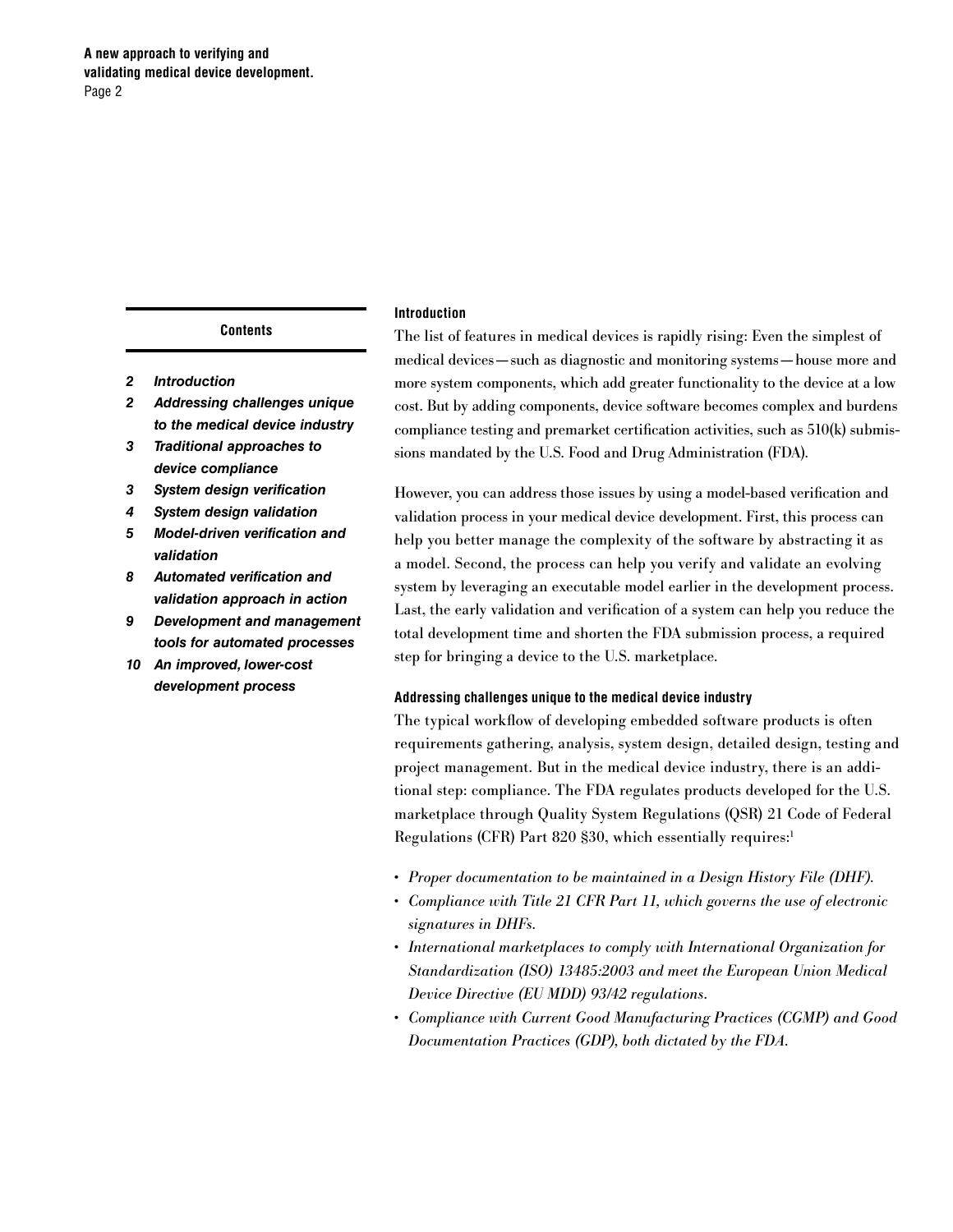**Contents**

- 2 *Introduction*
- 2 *Addressing challenges unique to the medical device industry*
- 3 *Traditional approaches to device compliance*
- 3 *System design verification*
- 4 *System design validation*
- 5 *Model-driven verification and validation*
- 8 *Automated verification and validation approach in action*
- 9 *Development and management tools for automated processes*
- 10 *An improved, lower-cost development process*

## Introduction

The list of features in medical devices is rapidly rising: Even the simplest of medical devices—such as diagnostic and monitoring systems—house more and more system components, which add greater functionality to the device at a low cost. But by adding components, device software becomes complex and burdens compliance testing and premarket certification activities, such as 510(k) submissions mandated by the U.S. Food and Drug Administration (FDA).

However, you can address those issues by using a model-based verification and validation process in your medical device development. First, this process can help you better manage the complexity of the software by abstracting it as a model. Second, the process can help you verify and validate an evolving system by leveraging an executable model earlier in the development process. Last, the early validation and verification of a system can help you reduce the total development time and shorten the FDA submission process, a required step for bringing a device to the U.S. marketplace.

## Addressing challenges unique to the medical device industry

The typical workflow of developing embedded software products is often requirements gathering, analysis, system design, detailed design, testing and project management. But in the medical device industry, there is an additional step: compliance. The FDA regulates products developed for the U.S. marketplace through Quality System Regulations (QSR) 21 Code of Federal Regulations (CFR) Part 820 §30, which essentially requires:[1]

- *Proper documentation to be maintained in a Design History File (DHF).*
- *Compliance with Title 21 CFR Part 11, which governs the use of electronic signatures in DHFs.*
- *International marketplaces to comply with International Organization for Standardization (ISO) 13485:2003 and meet the European Union Medical Device Directive (EU MDD) 93/42 regulations.*
- *Compliance with Current Good Manufacturing Practices (CGMP) and Good Documentation Practices (GDP), both dictated by the FDA.*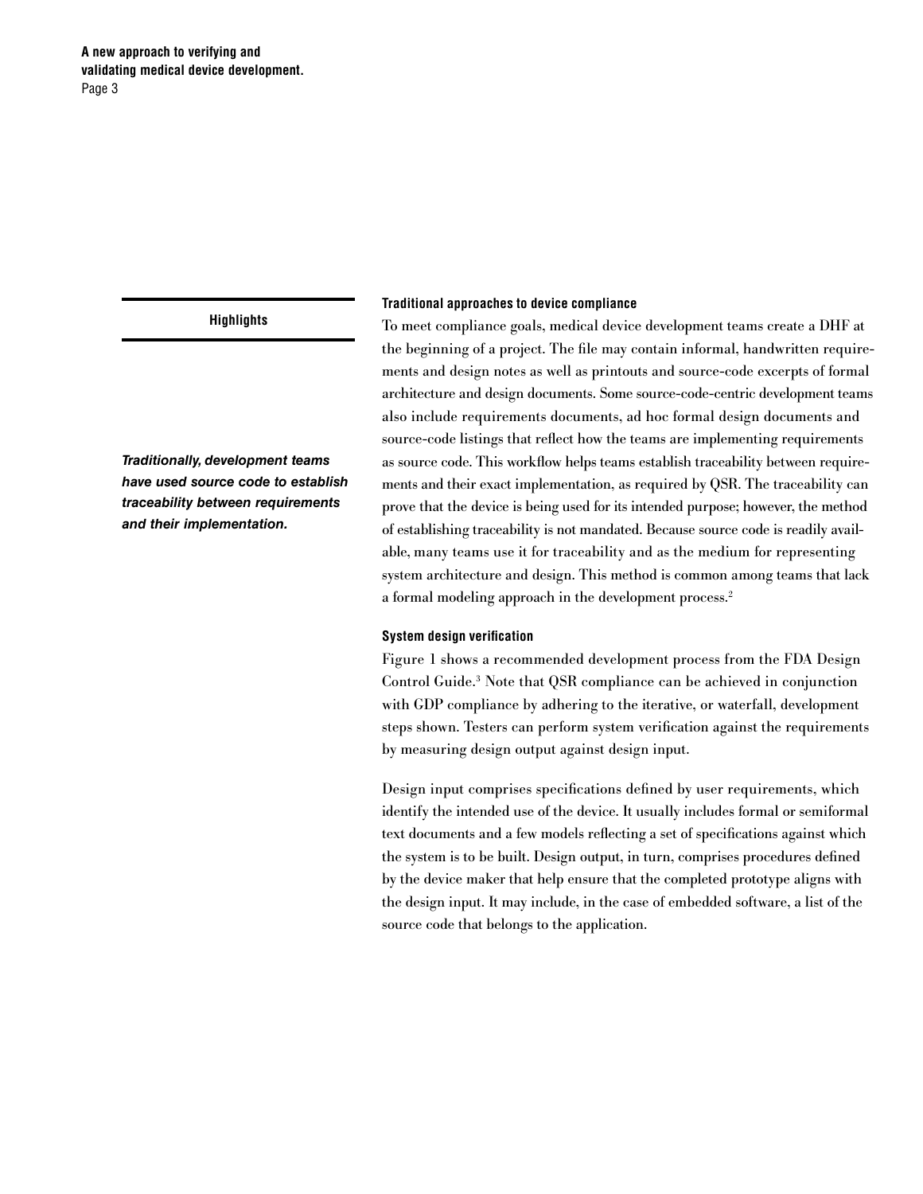**Highlights**

*Traditionally, development teams have used source code to establish traceability between requirements and their implementation.*

### Traditional approaches to device compliance

To meet compliance goals, medical device development teams create a DHF at the beginning of a project. The file may contain informal, handwritten requirements and design notes as well as printouts and source-code excerpts of formal architecture and design documents. Some source-code-centric development teams also include requirements documents, ad hoc formal design documents and source-code listings that reflect how the teams are implementing requirements as source code. This workflow helps teams establish traceability between requirements and their exact implementation, as required by QSR. The traceability can prove that the device is being used for its intended purpose; however, the method of establishing traceability is not mandated. Because source code is readily available, many teams use it for traceability and as the medium for representing system architecture and design. This method is common among teams that lack a formal modeling approach in the development process.[2]

### System design verification

Figure 1 shows a recommended development process from the FDA Design Control Guide.[3] Note that QSR compliance can be achieved in conjunction with GDP compliance by adhering to the iterative, or waterfall, development steps shown. Testers can perform system verification against the requirements by measuring design output against design input.

Design input comprises specifications defined by user requirements, which identify the intended use of the device. It usually includes formal or semiformal text documents and a few models reflecting a set of specifications against which the system is to be built. Design output, in turn, comprises procedures defined by the device maker that help ensure that the completed prototype aligns with the design input. It may include, in the case of embedded software, a list of the source code that belongs to the application.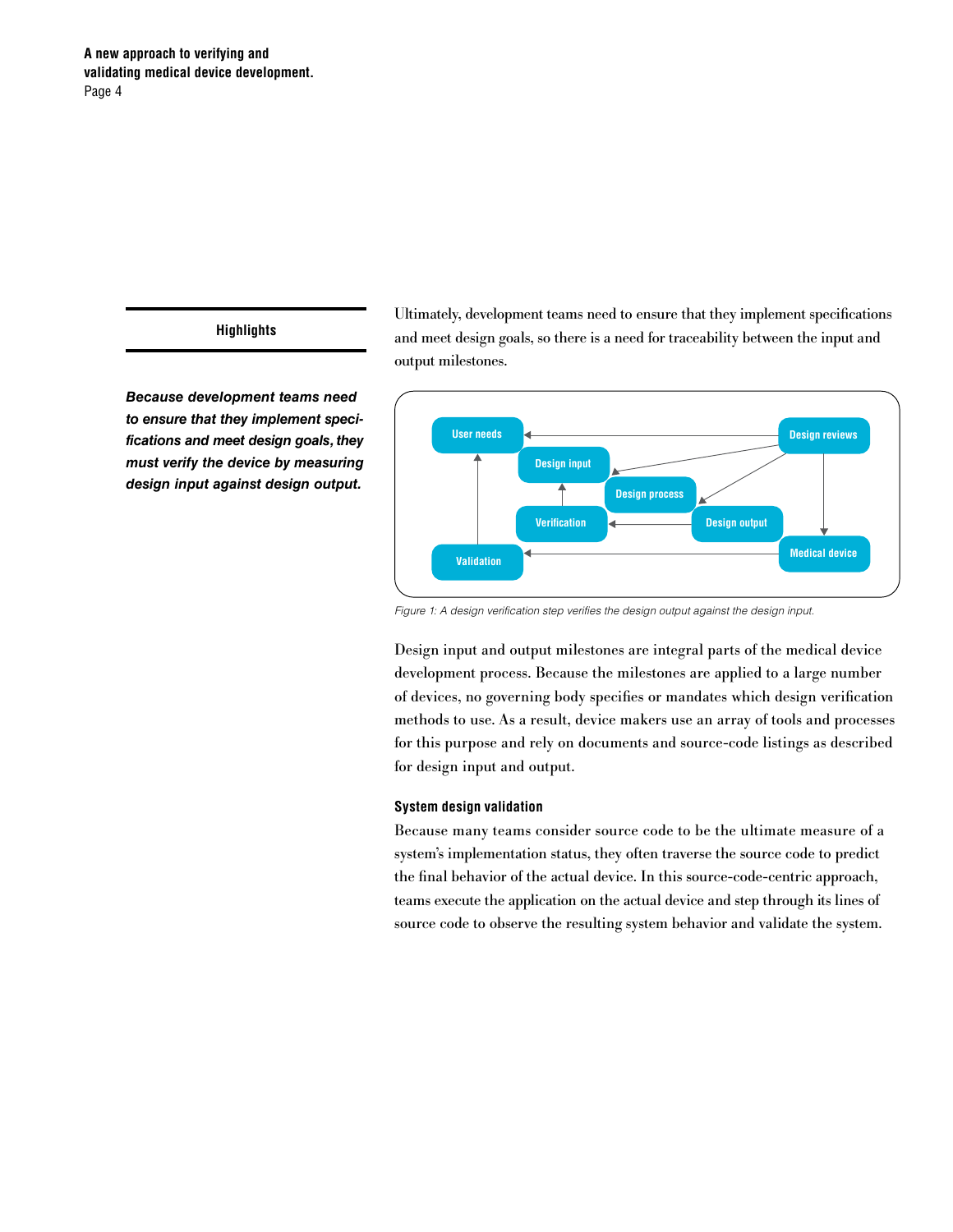**Highlights**

***Because development teams need to ensure that they implement specifications and meet design goals, they must verify the device by measuring design input against design output.***

Ultimately, development teams need to ensure that they implement specifications and meet design goals, so there is a need for traceability between the input and output milestones.

*Figure 1: A design verification step verifies the design output against the design input.*

Design input and output milestones are integral parts of the medical device development process. Because the milestones are applied to a large number of devices, no governing body specifies or mandates which design verification methods to use. As a result, device makers use an array of tools and processes for this purpose and rely on documents and source-code listings as described for design input and output.

#### System design validation

Because many teams consider source code to be the ultimate measure of a system's implementation status, they often traverse the source code to predict the final behavior of the actual device. In this source-code-centric approach, teams execute the application on the actual device and step through its lines of source code to observe the resulting system behavior and validate the system.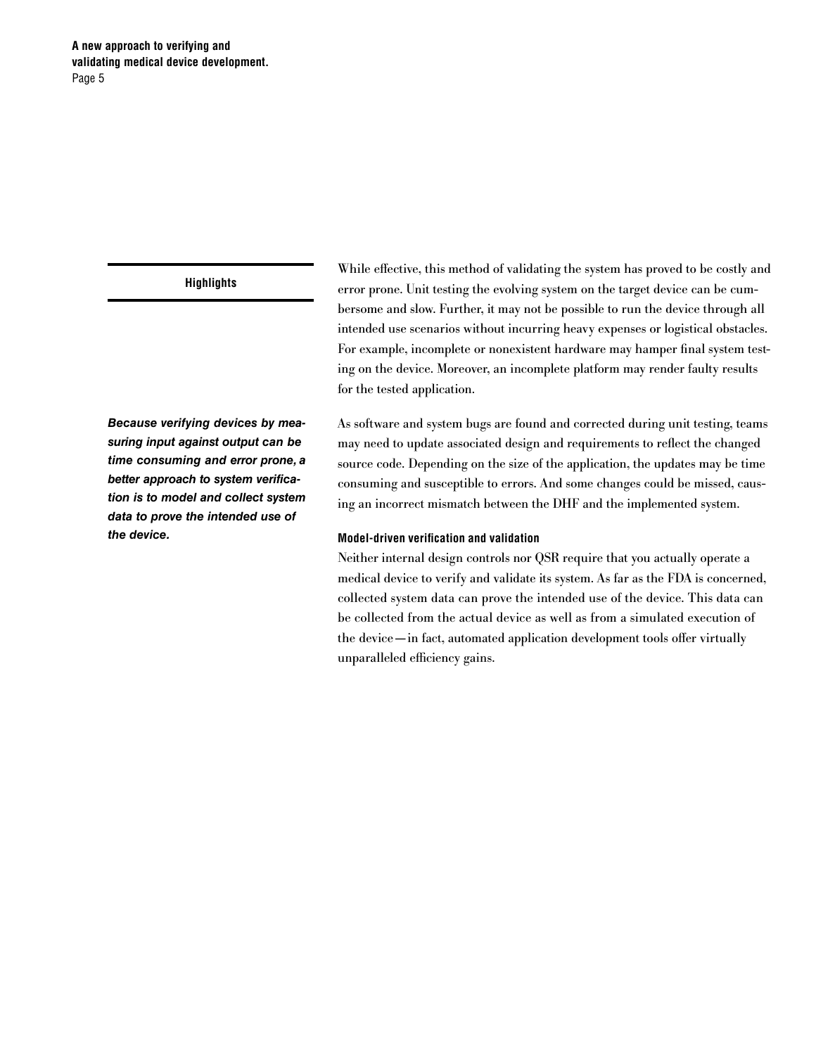**Highlights**

***Because verifying devices by measuring input against output can be time consuming and error prone, a better approach to system verification is to model and collect system data to prove the intended use of the device.***

While effective, this method of validating the system has proved to be costly and error prone. Unit testing the evolving system on the target device can be cumbersome and slow. Further, it may not be possible to run the device through all intended use scenarios without incurring heavy expenses or logistical obstacles. For example, incomplete or nonexistent hardware may hamper final system testing on the device. Moreover, an incomplete platform may render faulty results for the tested application.

As software and system bugs are found and corrected during unit testing, teams may need to update associated design and requirements to reflect the changed source code. Depending on the size of the application, the updates may be time consuming and susceptible to errors. And some changes could be missed, causing an incorrect mismatch between the DHF and the implemented system.

#### Model-driven verification and validation

Neither internal design controls nor QSR require that you actually operate a medical device to verify and validate its system. As far as the FDA is concerned, collected system data can prove the intended use of the device. This data can be collected from the actual device as well as from a simulated execution of the device—in fact, automated application development tools offer virtually unparalleled efficiency gains.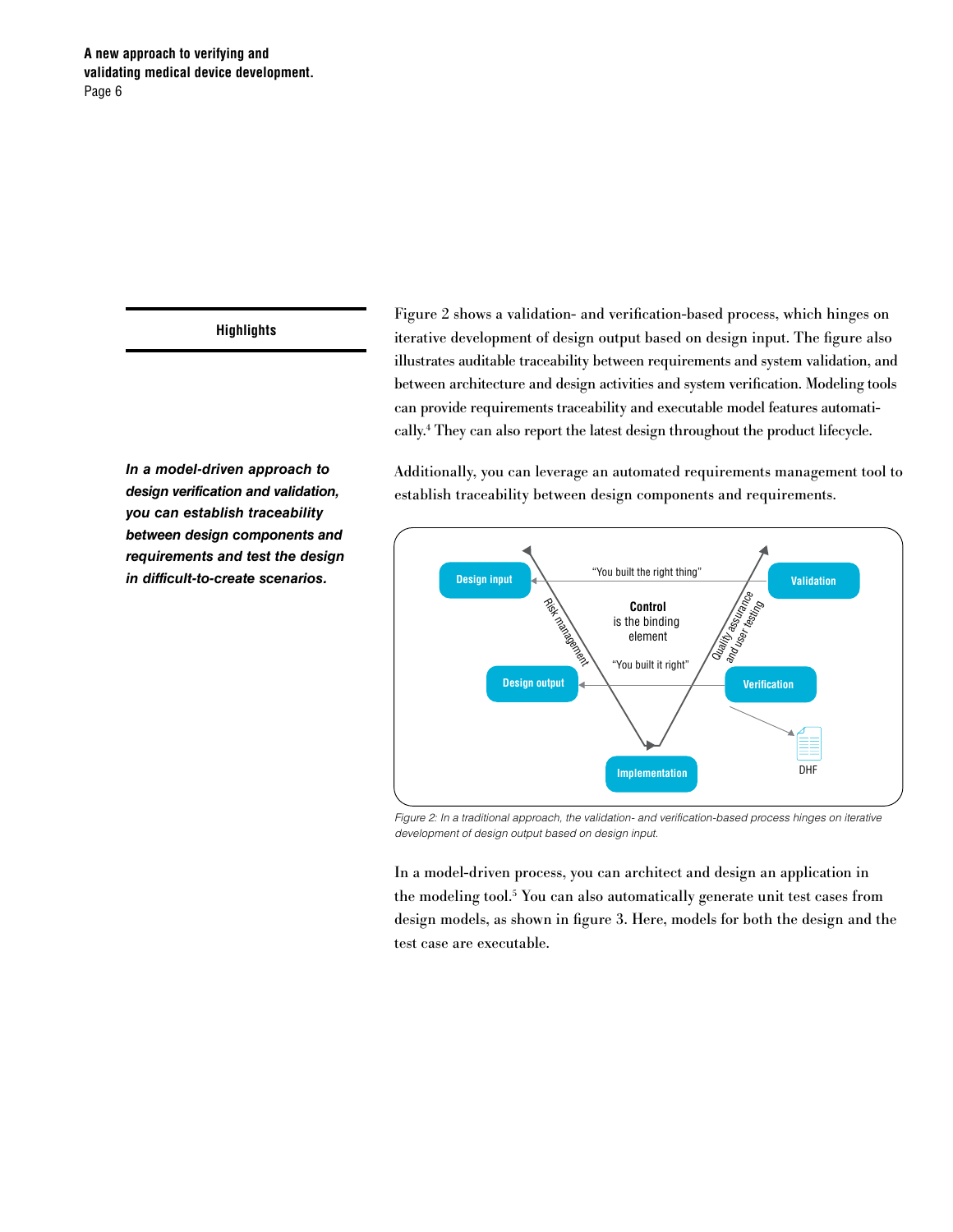**Highlights**

***In a model-driven approach to design verification and validation, you can establish traceability between design components and requirements and test the design in difficult-to-create scenarios.***

Figure 2 shows a validation- and verification-based process, which hinges on iterative development of design output based on design input. The figure also illustrates auditable traceability between requirements and system validation, and between architecture and design activities and system verification. Modeling tools can provide requirements traceability and executable model features automatically.[4] They can also report the latest design throughout the product lifecycle.

Additionally, you can leverage an automated requirements management tool to establish traceability between design components and requirements.

Design input — "You built the right thing" — Validation

Control is the binding element

Risk management

Quality assurance and user testing

Design output — "You built it right" — Verification

Implementation

DHF

*Figure 2: In a traditional approach, the validation- and verification-based process hinges on iterative development of design output based on design input.*

In a model-driven process, you can architect and design an application in the modeling tool.[5] You can also automatically generate unit test cases from design models, as shown in figure 3. Here, models for both the design and the test case are executable.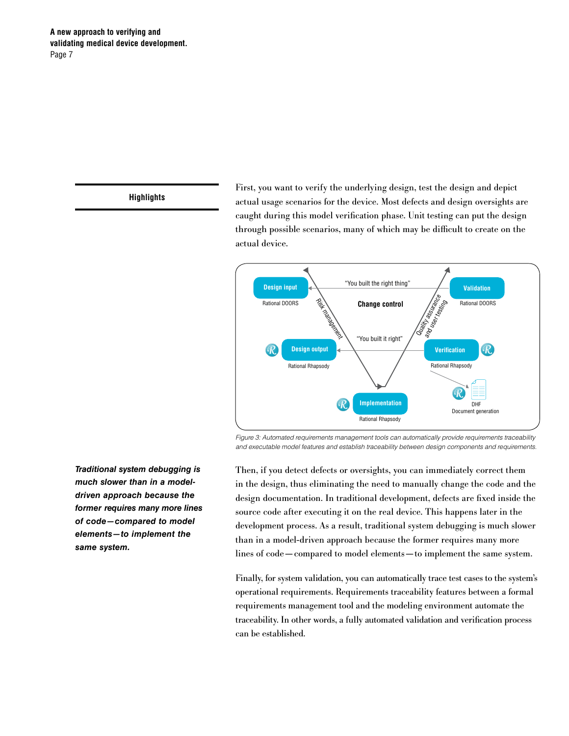**Highlights**

First, you want to verify the underlying design, test the design and depict actual usage scenarios for the device. Most defects and design oversights are caught during this model verification phase. Unit testing can put the design through possible scenarios, many of which may be difficult to create on the actual device.

*Figure 3: Automated requirements management tools can automatically provide requirements traceability and executable model features and establish traceability between design components and requirements.*

***Traditional system debugging is much slower than in a model-driven approach because the former requires many more lines of code—compared to model elements—to implement the same system.***

Then, if you detect defects or oversights, you can immediately correct them in the design, thus eliminating the need to manually change the code and the design documentation. In traditional development, defects are fixed inside the source code after executing it on the real device. This happens later in the development process. As a result, traditional system debugging is much slower than in a model-driven approach because the former requires many more lines of code—compared to model elements—to implement the same system.

Finally, for system validation, you can automatically trace test cases to the system's operational requirements. Requirements traceability features between a formal requirements management tool and the modeling environment automate the traceability. In other words, a fully automated validation and verification process can be established.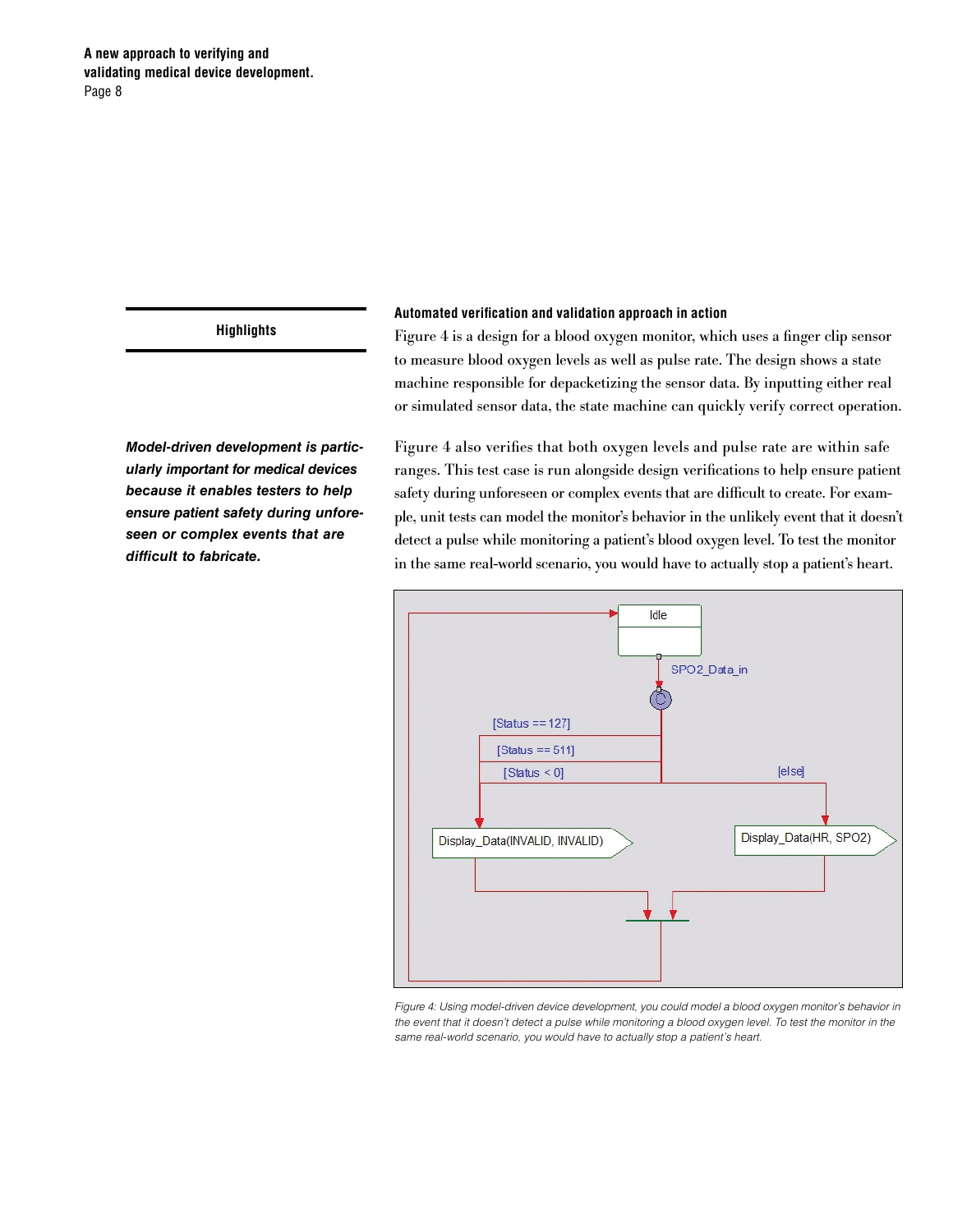### Highlights

***Model-driven development is particularly important for medical devices because it enables testers to help ensure patient safety during unforeseen or complex events that are difficult to fabricate.***

### Automated verification and validation approach in action

Figure 4 is a design for a blood oxygen monitor, which uses a finger clip sensor to measure blood oxygen levels as well as pulse rate. The design shows a state machine responsible for depacketizing the sensor data. By inputting either real or simulated sensor data, the state machine can quickly verify correct operation.

Figure 4 also verifies that both oxygen levels and pulse rate are within safe ranges. This test case is run alongside design verifications to help ensure patient safety during unforeseen or complex events that are difficult to create. For example, unit tests can model the monitor's behavior in the unlikely event that it doesn't detect a pulse while monitoring a patient's blood oxygen level. To test the monitor in the same real-world scenario, you would have to actually stop a patient's heart.

*Figure 4: Using model-driven device development, you could model a blood oxygen monitor's behavior in the event that it doesn't detect a pulse while monitoring a blood oxygen level. To test the monitor in the same real-world scenario, you would have to actually stop a patient's heart.*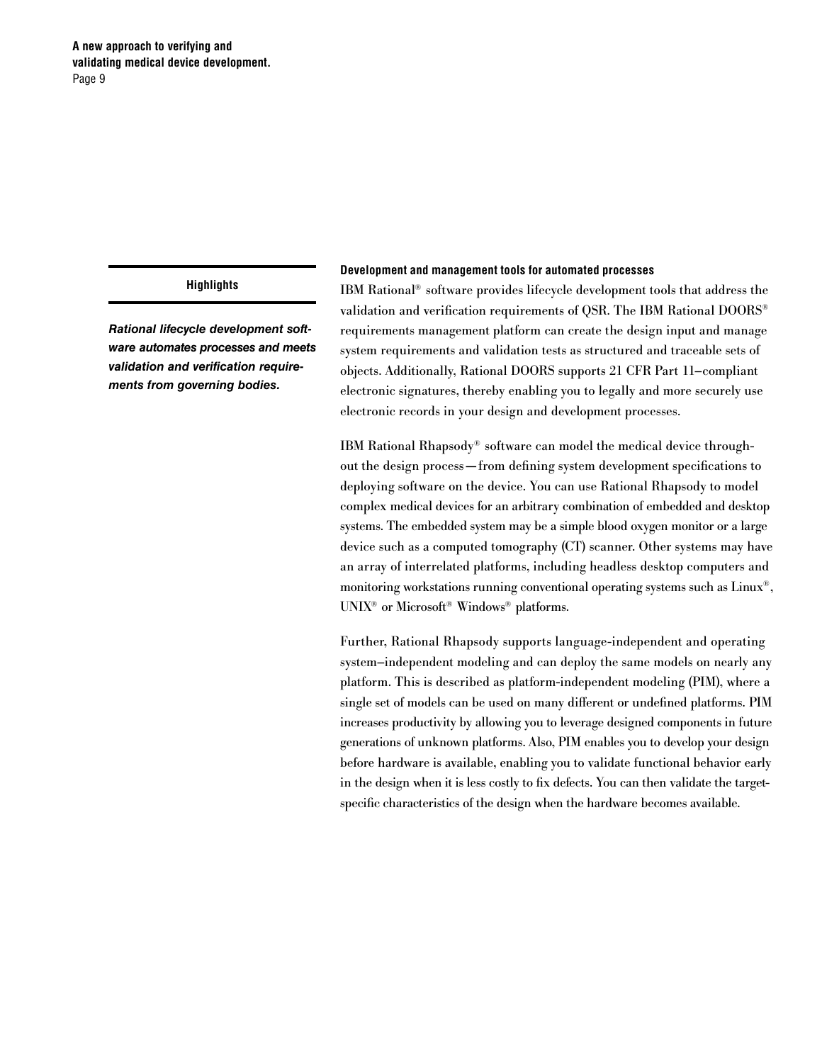**Highlights**

***Rational lifecycle development software automates processes and meets validation and verification requirements from governing bodies.***

### Development and management tools for automated processes

IBM Rational® software provides lifecycle development tools that address the validation and verification requirements of QSR. The IBM Rational DOORS® requirements management platform can create the design input and manage system requirements and validation tests as structured and traceable sets of objects. Additionally, Rational DOORS supports 21 CFR Part 11–compliant electronic signatures, thereby enabling you to legally and more securely use electronic records in your design and development processes.

IBM Rational Rhapsody® software can model the medical device throughout the design process—from defining system development specifications to deploying software on the device. You can use Rational Rhapsody to model complex medical devices for an arbitrary combination of embedded and desktop systems. The embedded system may be a simple blood oxygen monitor or a large device such as a computed tomography (CT) scanner. Other systems may have an array of interrelated platforms, including headless desktop computers and monitoring workstations running conventional operating systems such as Linux®, UNIX® or Microsoft® Windows® platforms.

Further, Rational Rhapsody supports language-independent and operating system–independent modeling and can deploy the same models on nearly any platform. This is described as platform-independent modeling (PIM), where a single set of models can be used on many different or undefined platforms. PIM increases productivity by allowing you to leverage designed components in future generations of unknown platforms. Also, PIM enables you to develop your design before hardware is available, enabling you to validate functional behavior early in the design when it is less costly to fix defects. You can then validate the target-specific characteristics of the design when the hardware becomes available.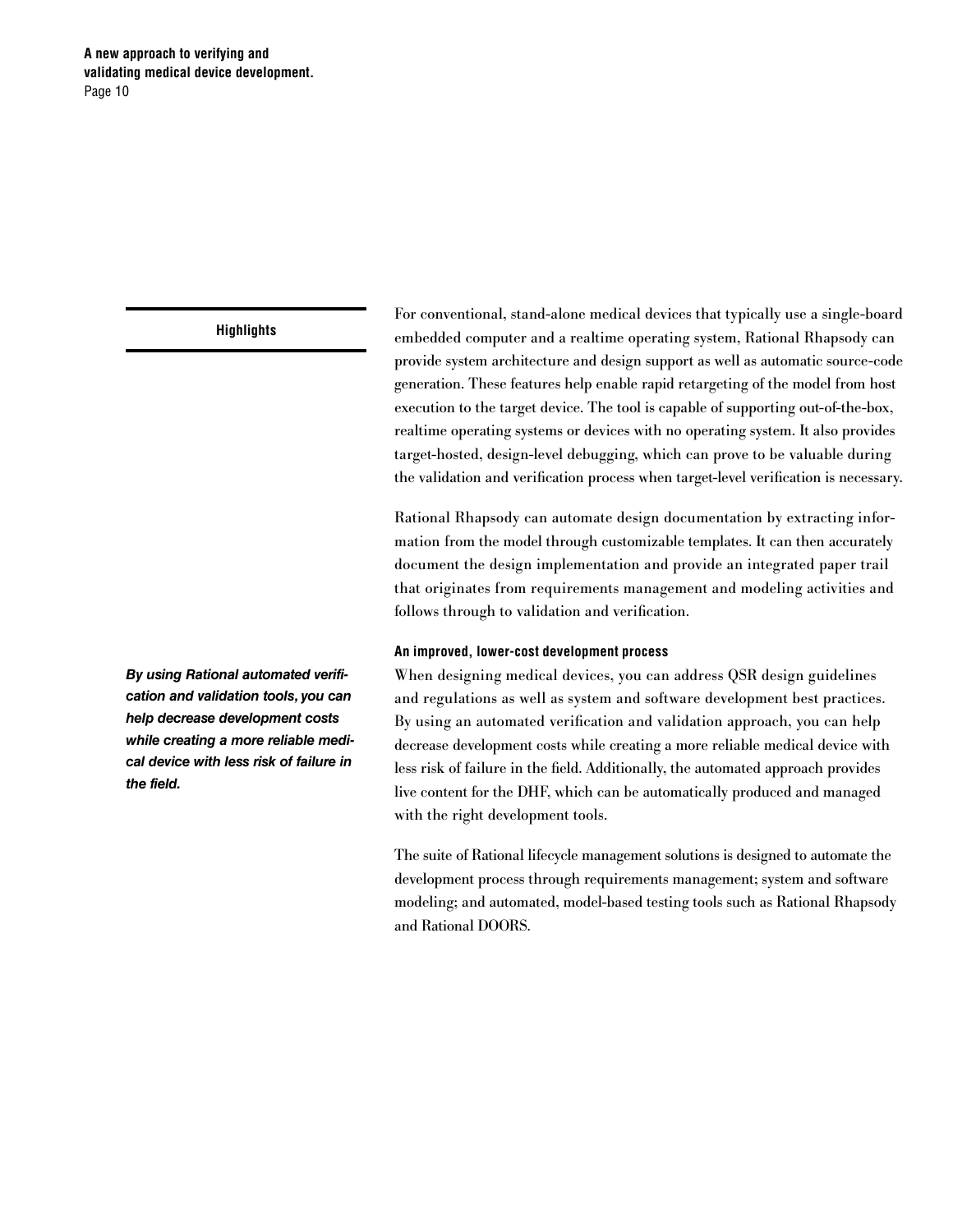**Highlights**

For conventional, stand-alone medical devices that typically use a single-board embedded computer and a realtime operating system, Rational Rhapsody can provide system architecture and design support as well as automatic source-code generation. These features help enable rapid retargeting of the model from host execution to the target device. The tool is capable of supporting out-of-the-box, realtime operating systems or devices with no operating system. It also provides target-hosted, design-level debugging, which can prove to be valuable during the validation and verification process when target-level verification is necessary.

Rational Rhapsody can automate design documentation by extracting information from the model through customizable templates. It can then accurately document the design implementation and provide an integrated paper trail that originates from requirements management and modeling activities and follows through to validation and verification.

#### An improved, lower-cost development process

***By using Rational automated verification and validation tools, you can help decrease development costs while creating a more reliable medical device with less risk of failure in the field.***

When designing medical devices, you can address QSR design guidelines and regulations as well as system and software development best practices. By using an automated verification and validation approach, you can help decrease development costs while creating a more reliable medical device with less risk of failure in the field. Additionally, the automated approach provides live content for the DHF, which can be automatically produced and managed with the right development tools.

The suite of Rational lifecycle management solutions is designed to automate the development process through requirements management; system and software modeling; and automated, model-based testing tools such as Rational Rhapsody and Rational DOORS.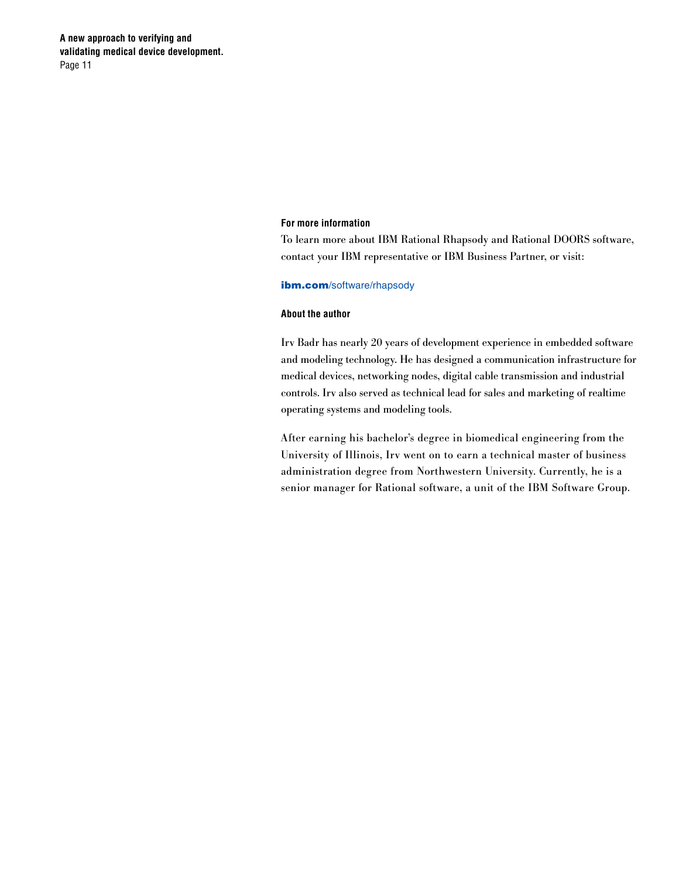## For more information

To learn more about IBM Rational Rhapsody and Rational DOORS software, contact your IBM representative or IBM Business Partner, or visit:

**ibm.com**/software/rhapsody

## About the author

Irv Badr has nearly 20 years of development experience in embedded software and modeling technology. He has designed a communication infrastructure for medical devices, networking nodes, digital cable transmission and industrial controls. Irv also served as technical lead for sales and marketing of realtime operating systems and modeling tools.

After earning his bachelor's degree in biomedical engineering from the University of Illinois, Irv went on to earn a technical master of business administration degree from Northwestern University. Currently, he is a senior manager for Rational software, a unit of the IBM Software Group.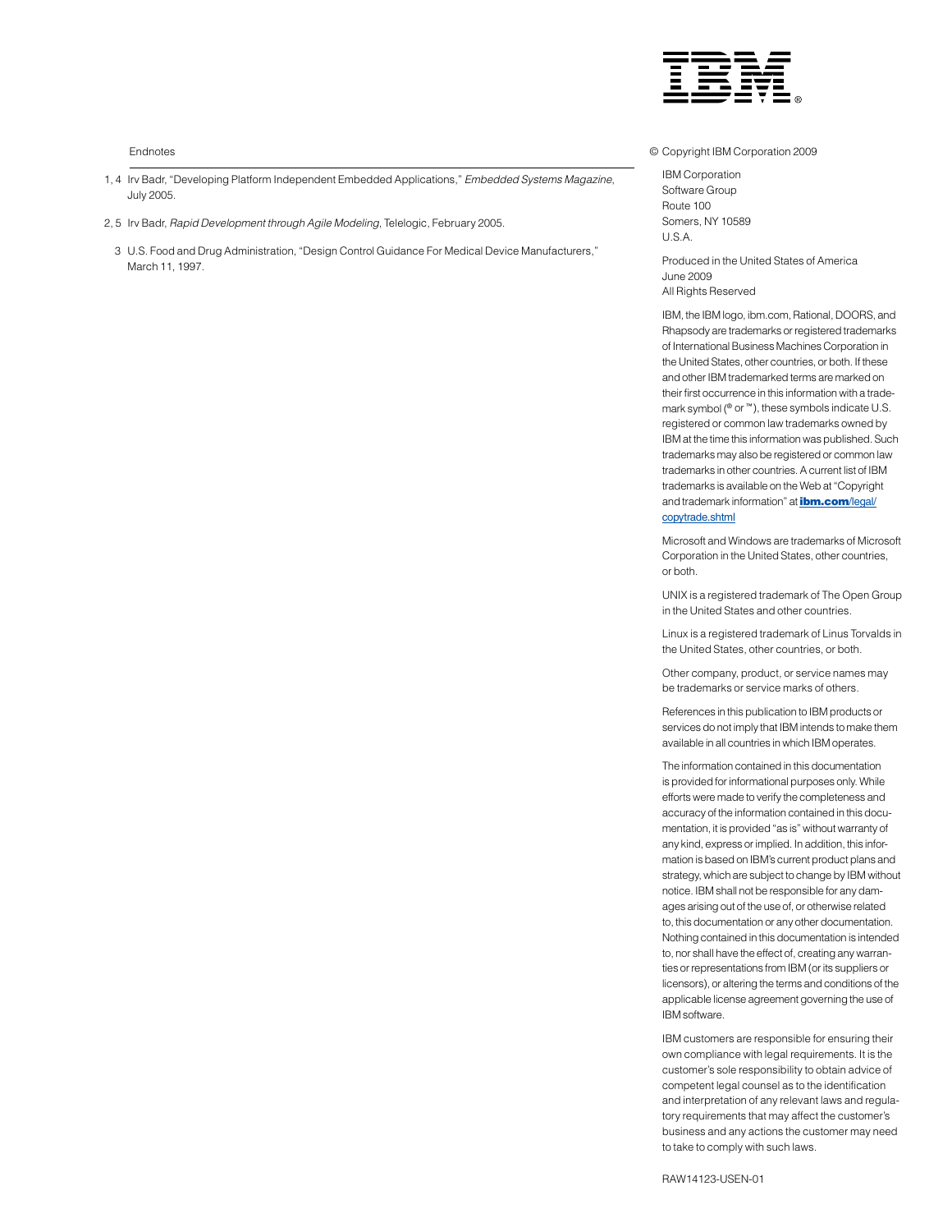## Endnotes

1, 4 Irv Badr, "Developing Platform Independent Embedded Applications," *Embedded Systems Magazine*, July 2005.

2, 5 Irv Badr, *Rapid Development through Agile Modeling*, Telelogic, February 2005.

3 U.S. Food and Drug Administration, "Design Control Guidance For Medical Device Manufacturers," March 11, 1997.

© Copyright IBM Corporation 2009

IBM Corporation
Software Group
Route 100
Somers, NY 10589
U.S.A.

Produced in the United States of America
June 2009
All Rights Reserved

IBM, the IBM logo, ibm.com, Rational, DOORS, and Rhapsody are trademarks or registered trademarks of International Business Machines Corporation in the United States, other countries, or both. If these and other IBM trademarked terms are marked on their first occurrence in this information with a trademark symbol (® or ™), these symbols indicate U.S. registered or common law trademarks owned by IBM at the time this information was published. Such trademarks may also be registered or common law trademarks in other countries. A current list of IBM trademarks is available on the Web at "Copyright and trademark information" at **ibm.com**/legal/copytrade.shtml

Microsoft and Windows are trademarks of Microsoft Corporation in the United States, other countries, or both.

UNIX is a registered trademark of The Open Group in the United States and other countries.

Linux is a registered trademark of Linus Torvalds in the United States, other countries, or both.

Other company, product, or service names may be trademarks or service marks of others.

References in this publication to IBM products or services do not imply that IBM intends to make them available in all countries in which IBM operates.

The information contained in this documentation is provided for informational purposes only. While efforts were made to verify the completeness and accuracy of the information contained in this documentation, it is provided "as is" without warranty of any kind, express or implied. In addition, this information is based on IBM's current product plans and strategy, which are subject to change by IBM without notice. IBM shall not be responsible for any damages arising out of the use of, or otherwise related to, this documentation or any other documentation. Nothing contained in this documentation is intended to, nor shall have the effect of, creating any warranties or representations from IBM (or its suppliers or licensors), or altering the terms and conditions of the applicable license agreement governing the use of IBM software.

IBM customers are responsible for ensuring their own compliance with legal requirements. It is the customer's sole responsibility to obtain advice of competent legal counsel as to the identification and interpretation of any relevant laws and regulatory requirements that may affect the customer's business and any actions the customer may need to take to comply with such laws.

RAW14123-USEN-01